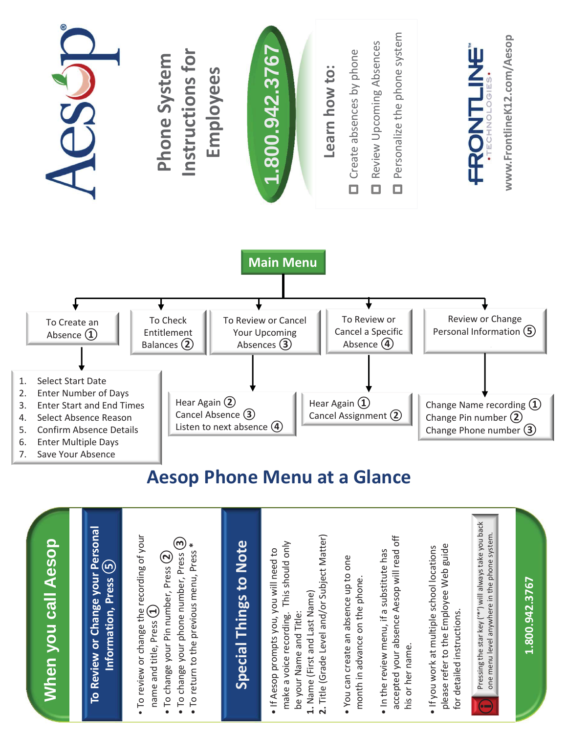# Aesop®

## Phone System Instructions for Employees

**1.800.942.3767**

### Learn how to:

- ☐ Create absences by phone
- ☐ Review Upcoming Absences
- ☐ Personalize the phone system

FRONTLINE™ • TECHNOLOGIES •

www.FrontlineK12.com/Aesop

## Main Menu

- **To Create an Absence ①**
  1. Select Start Date
  2. Enter Number of Days
  3. Enter Start and End Times
  4. Select Absence Reason
  5. Confirm Absence Details
  6. Enter Multiple Days
  7. Save Your Absence
- **To Check Entitlement Balances ②**
- **To Review or Cancel Your Upcoming Absences ③**
  - Hear Again ②
  - Cancel Absence ③
  - Listen to next absence ④
- **To Review or Cancel a Specific Absence ④**
  - Hear Again ①
  - Cancel Assignment ②
- **Review or Change Personal Information ⑤**
  - Change Name recording ①
  - Change Pin number ②
  - Change Phone number ③

## Aesop Phone Menu at a Glance

## When you call Aesop

### To Review or Change your Personal Information, Press ⑤

- To review or change the recording of your name and title, Press ①
- To change your Pin number, Press ②
- To change your phone number, Press ③
- To return to the previous menu, Press *

### Special Things to Note

- If Aesop prompts you, you will need to make a voice recording. This should only be your Name and Title:
  1. Name (First and Last Name)
  2. Title (Grade Level and/or Subject Matter)
- You can create an absence up to one month in advance on the phone.
- In the review menu, if a substitute has accepted your absence Aesop will read off his or her name.
- If you work at multiple school locations please refer to the Employee Web guide for detailed instructions.

Pressing the star key ("*") will always take you back one menu level anywhere in the phone system.

**1.800.942.3767**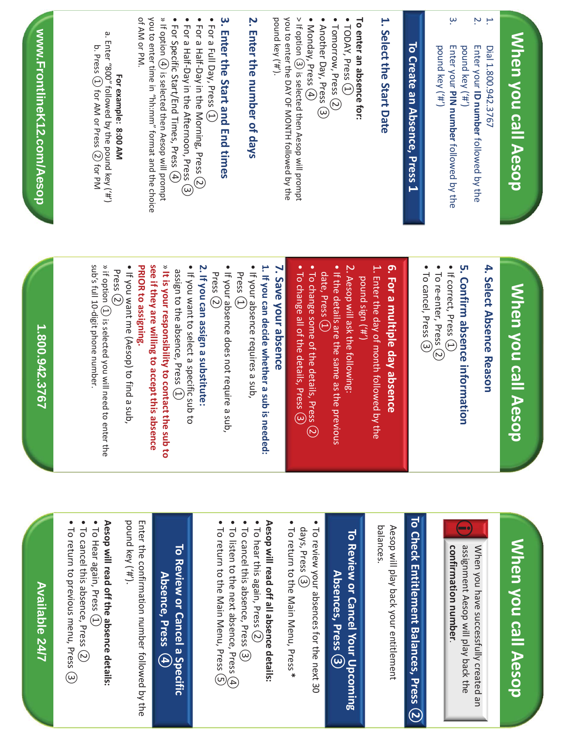# When you call Aesop

1. Dial 1.800.942.3767
2. Enter your **ID number** followed by the pound key (‘#’)
3. Enter your **PIN number** followed by the pound key (‘#’)

## To Create an Absence, Press 1

### 1. Select the Start Date

**To enter an absence for:**

- TODAY, Press ①
- Tomorrow, Press ②
- Another Day, Press ③
- Monday, Press ④

> If option ③ is selected then Aesop will prompt you to enter the DAY OF MONTH followed by the pound key (‘#’).

### 2. Enter the number of days

### 3. Enter the Start and End times

- For a Full Day, Press ①
- For a Half-Day in the Morning, Press ②
- For a Half-Day in the Afternoon, Press ③
- For Specific Start/End Times, Press ④

» If option ④ is selected then Aesop will prompt you to enter time in “hh:mm” format and the choice of AM or PM.

**For example: 8:00 AM**

a. Enter “800” followed by the pound key (‘#’)
b. Press ① for AM or Press ② for PM

www.FrontlineK12.com/Aesop

# When you call Aesop

### 4. Select Absence Reason

### 5. Confirm absence information

- If correct, Press ①
- To re-enter, Press ②
- To cancel, Press ③

### 6. For a multiple day absence

1. Enter the day of month followed by the pound sign (‘#’)
2. Aesop will ask the following:

- If the details are the same as the previous date, Press ①
- To change some of the details, Press ②
- To change all of the details, Press ③

### 7. Save your absence

**1. If you can decide whether a sub is needed:**

- If your absence requires a sub, Press ①
- If your absence does not require a sub, Press ②

**2. If you can assign a substitute:**

- If you want to select a specific sub to assign to the absence, Press ①

» **It is your responsibility to contact the sub to see if they are willing to accept this absence PRIOR to assigning.**

- If you want me (Aesop) to find a sub, Press ②

» if option ① is selected you will need to enter the sub’s full 10-digit phone number.

1.800.942.3767

# When you call Aesop

When you have successfully created an assignment Aesop will play back the **confirmation number**.

## To Check Entitlement Balances, Press ②

Aesop will play back your entitlement balances.

## To Review or Cancel Your Upcoming Absences, Press ③

- To review your absences for the next 30 days, Press ③
- To return to the Main Menu, Press *

**Aesop will read off all absence details:**

- To hear this again, Press ②
- To cancel this absence, Press ③
- To listen to the next absence, Press ④
- To return to the Main Menu, Press ⑤

## To Review or Cancel a Specific Absence, Press ④

Enter the confirmation number followed by the pound key (‘#’).

**Aesop will read off the absence details:**

- To Hear again, Press ①
- To cancel this absence, Press ②
- To return to previous menu, Press ③

Available 24/7